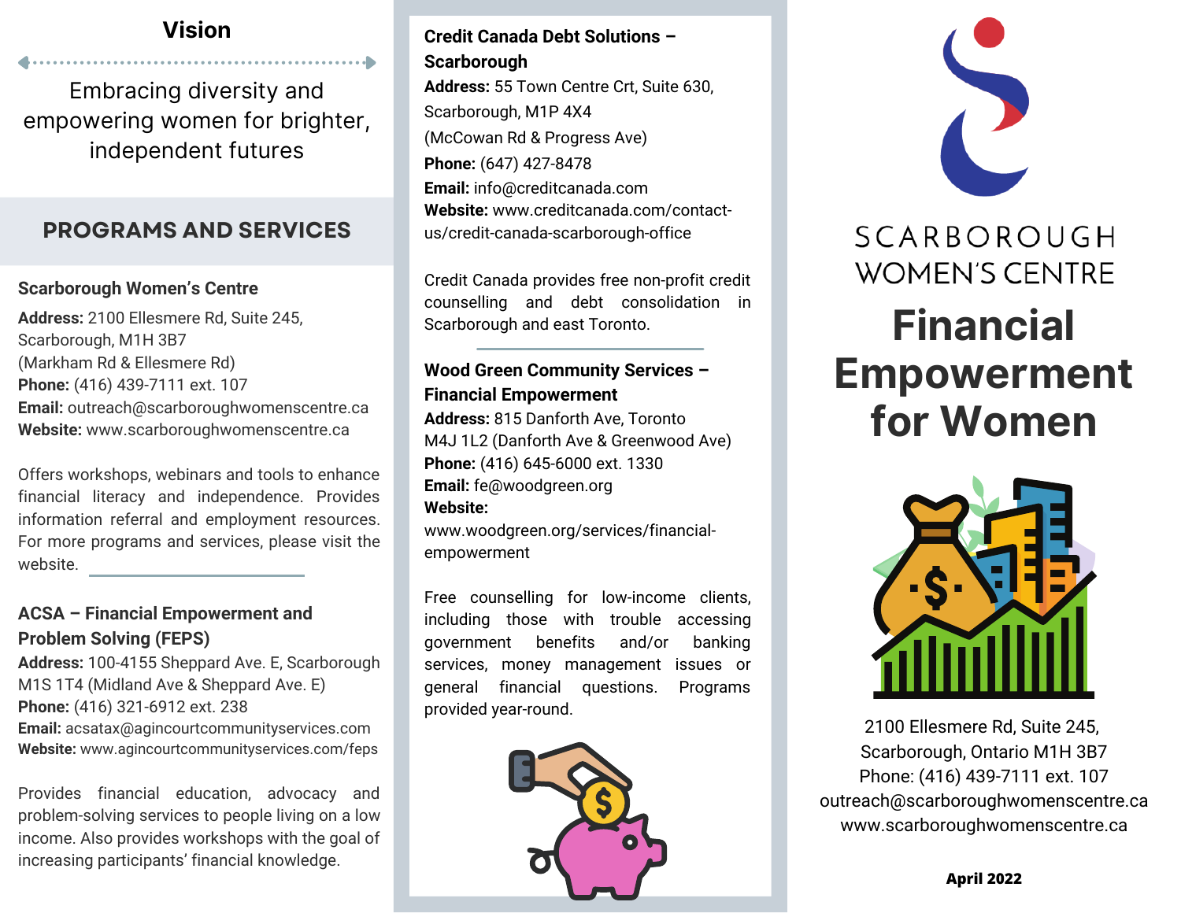## Vision

Embracing diversity and empowering women for brighter, independent futures

## PROGRAMS AND SERVICES

### Scarborough Women's Centre

**Address:** 2100 Ellesmere Rd, Suite 245, Scarborough, M1H 3B7
(Markham Rd & Ellesmere Rd)
**Phone:** (416) 439-7111 ext. 107
**Email:** outreach@scarboroughwomenscentre.ca
**Website:** www.scarboroughwomenscentre.ca

Offers workshops, webinars and tools to enhance financial literacy and independence. Provides information referral and employment resources. For more programs and services, please visit the website.

### ACSA – Financial Empowerment and Problem Solving (FEPS)

**Address:** 100-4155 Sheppard Ave. E, Scarborough M1S 1T4 (Midland Ave & Sheppard Ave. E)
**Phone:** (416) 321-6912 ext. 238
**Email:** acsatax@agincourtcommunityservices.com
**Website:** www.agincourtcommunityservices.com/feps

Provides financial education, advocacy and problem-solving services to people living on a low income. Also provides workshops with the goal of increasing participants' financial knowledge.

### Credit Canada Debt Solutions – Scarborough

**Address:** 55 Town Centre Crt, Suite 630, Scarborough, M1P 4X4
(McCowan Rd & Progress Ave)
**Phone:** (647) 427-8478
**Email:** info@creditcanada.com
**Website:** www.creditcanada.com/contact-us/credit-canada-scarborough-office

Credit Canada provides free non-profit credit counselling and debt consolidation in Scarborough and east Toronto.

### Wood Green Community Services – Financial Empowerment

**Address:** 815 Danforth Ave, Toronto M4J 1L2 (Danforth Ave & Greenwood Ave)
**Phone:** (416) 645-6000 ext. 1330
**Email:** fe@woodgreen.org
**Website:**
www.woodgreen.org/services/financial-empowerment

Free counselling for low-income clients, including those with trouble accessing government benefits and/or banking services, money management issues or general financial questions. Programs provided year-round.

SCARBOROUGH WOMEN'S CENTRE

# Financial Empowerment for Women

2100 Ellesmere Rd, Suite 245,
Scarborough, Ontario M1H 3B7
Phone: (416) 439-7111 ext. 107
outreach@scarboroughwomenscentre.ca
www.scarboroughwomenscentre.ca

**April 2022**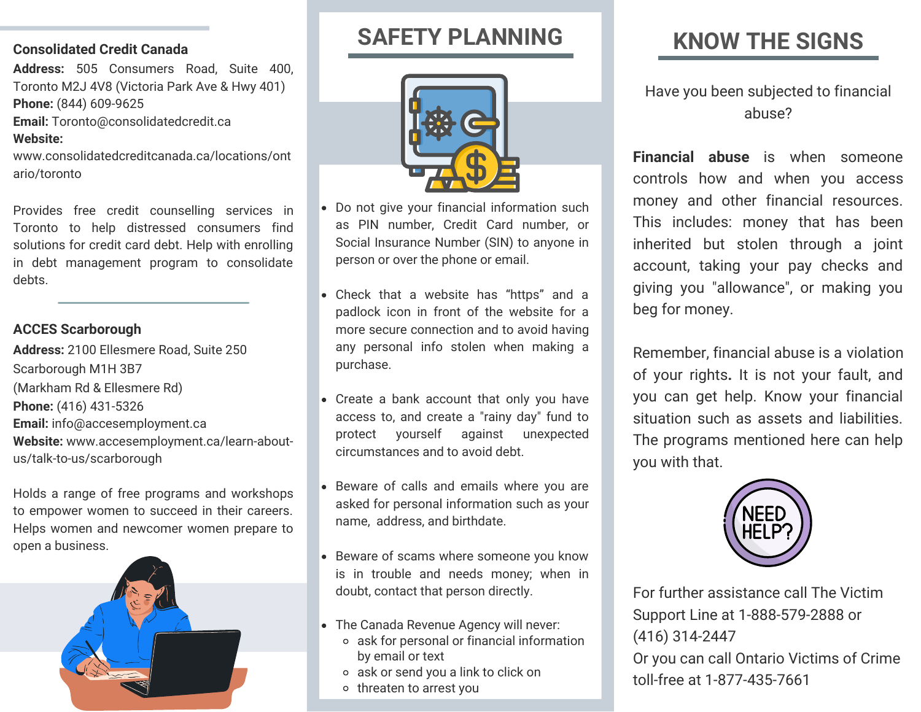**Consolidated Credit Canada**

**Address:** 505 Consumers Road, Suite 400, Toronto M2J 4V8 (Victoria Park Ave & Hwy 401)
**Phone:** (844) 609-9625
**Email:** Toronto@consolidatedcredit.ca
**Website:** www.consolidatedcreditcanada.ca/locations/ontario/toronto

Provides free credit counselling services in Toronto to help distressed consumers find solutions for credit card debt. Help with enrolling in debt management program to consolidate debts.

**ACCES Scarborough**

**Address:** 2100 Ellesmere Road, Suite 250 Scarborough M1H 3B7 (Markham Rd & Ellesmere Rd)
**Phone:** (416) 431-5326
**Email:** info@accesemployment.ca
**Website:** www.accesemployment.ca/learn-about-us/talk-to-us/scarborough

Holds a range of free programs and workshops to empower women to succeed in their careers. Helps women and newcomer women prepare to open a business.

# SAFETY PLANNING

- Do not give your financial information such as PIN number, Credit Card number, or Social Insurance Number (SIN) to anyone in person or over the phone or email.
- Check that a website has “https” and a padlock icon in front of the website for a more secure connection and to avoid having any personal info stolen when making a purchase.
- Create a bank account that only you have access to, and create a "rainy day" fund to protect yourself against unexpected circumstances and to avoid debt.
- Beware of calls and emails where you are asked for personal information such as your name, address, and birthdate.
- Beware of scams where someone you know is in trouble and needs money; when in doubt, contact that person directly.
- The Canada Revenue Agency will never:
  - ask for personal or financial information by email or text
  - ask or send you a link to click on
  - threaten to arrest you

# KNOW THE SIGNS

Have you been subjected to financial abuse?

**Financial abuse** is when someone controls how and when you access money and other financial resources. This includes: money that has been inherited but stolen through a joint account, taking your pay checks and giving you "allowance", or making you beg for money.

Remember, financial abuse is a violation of your rights**.** It is not your fault, and you can get help. Know your financial situation such as assets and liabilities. The programs mentioned here can help you with that.

NEED HELP?

For further assistance call The Victim Support Line at 1-888-579-2888 or (416) 314-2447
Or you can call Ontario Victims of Crime toll-free at 1-877-435-7661